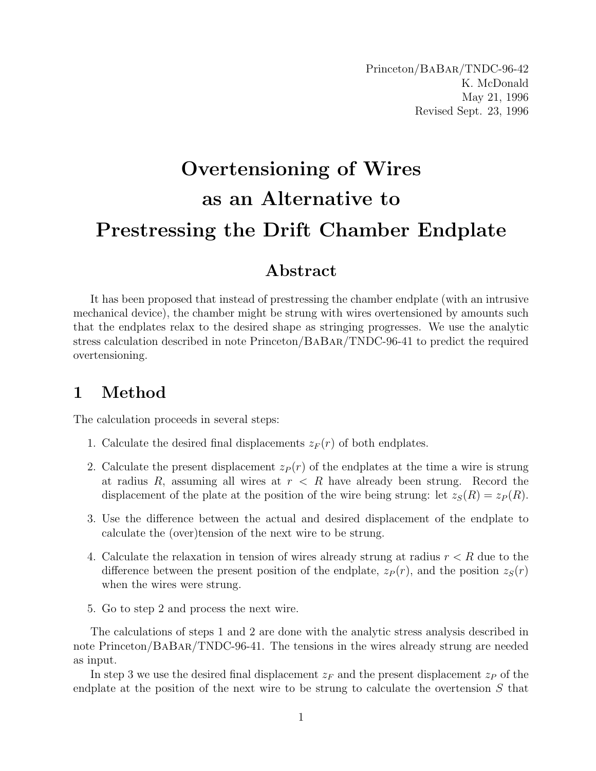Princeton/BaBar/TNDC-96-42
K. McDonald
May 21, 1996
Revised Sept. 23, 1996

# Overtensioning of Wires as an Alternative to Prestressing the Drift Chamber Endplate

## Abstract

It has been proposed that instead of prestressing the chamber endplate (with an intrusive mechanical device), the chamber might be strung with wires overtensioned by amounts such that the endplates relax to the desired shape as stringing progresses. We use the analytic stress calculation described in note Princeton/BaBar/TNDC-96-41 to predict the required overtensioning.

## 1 Method

The calculation proceeds in several steps:

1. Calculate the desired final displacements $z_F(r)$ of both endplates.
2. Calculate the present displacement $z_P(r)$ of the endplates at the time a wire is strung at radius $R$, assuming all wires at $r < R$ have already been strung. Record the displacement of the plate at the position of the wire being strung: let $z_S(R) = z_P(R)$.
3. Use the difference between the actual and desired displacement of the endplate to calculate the (over)tension of the next wire to be strung.
4. Calculate the relaxation in tension of wires already strung at radius $r < R$ due to the difference between the present position of the endplate, $z_P(r)$, and the position $z_S(r)$ when the wires were strung.
5. Go to step 2 and process the next wire.

The calculations of steps 1 and 2 are done with the analytic stress analysis described in note Princeton/BaBar/TNDC-96-41. The tensions in the wires already strung are needed as input.

In step 3 we use the desired final displacement $z_F$ and the present displacement $z_P$ of the endplate at the position of the next wire to be strung to calculate the overtension $S$ that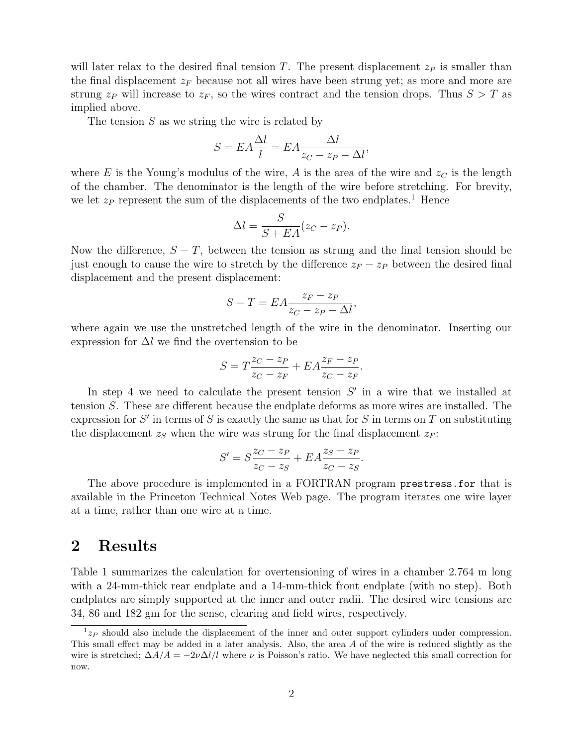will later relax to the desired final tension $T$. The present displacement $z_P$ is smaller than the final displacement $z_F$ because not all wires have been strung yet; as more and more are strung $z_P$ will increase to $z_F$, so the wires contract and the tension drops. Thus $S > T$ as implied above.

The tension $S$ as we string the wire is related by

$$S = EA\frac{\Delta l}{l} = EA\frac{\Delta l}{z_C - z_P - \Delta l},$$

where $E$ is the Young's modulus of the wire, $A$ is the area of the wire and $z_C$ is the length of the chamber. The denominator is the length of the wire before stretching. For brevity, we let $z_P$ represent the sum of the displacements of the two endplates.[1] Hence

$$\Delta l = \frac{S}{S + EA}(z_C - z_P).$$

Now the difference, $S - T$, between the tension as strung and the final tension should be just enough to cause the wire to stretch by the difference $z_F - z_P$ between the desired final displacement and the present displacement:

$$S - T = EA\frac{z_F - z_P}{z_C - z_P - \Delta l},$$

where again we use the unstretched length of the wire in the denominator. Inserting our expression for $\Delta l$ we find the overtension to be

$$S = T\frac{z_C - z_P}{z_C - z_F} + EA\frac{z_F - z_P}{z_C - z_F}.$$

In step 4 we need to calculate the present tension $S'$ in a wire that we installed at tension $S$. These are different because the endplate deforms as more wires are installed. The expression for $S'$ in terms of $S$ is exactly the same as that for $S$ in terms on $T$ on substituting the displacement $z_S$ when the wire was strung for the final displacement $z_F$:

$$S' = S\frac{z_C - z_P}{z_C - z_S} + EA\frac{z_S - z_P}{z_C - z_S}.$$

The above procedure is implemented in a FORTRAN program `prestress.for` that is available in the Princeton Technical Notes Web page. The program iterates one wire layer at a time, rather than one wire at a time.

## 2 Results

Table 1 summarizes the calculation for overtensioning of wires in a chamber 2.764 m long with a 24-mm-thick rear endplate and a 14-mm-thick front endplate (with no step). Both endplates are simply supported at the inner and outer radii. The desired wire tensions are 34, 86 and 182 gm for the sense, clearing and field wires, respectively.

---

[1] $z_P$ should also include the displacement of the inner and outer support cylinders under compression. This small effect may be added in a later analysis. Also, the area $A$ of the wire is reduced slightly as the wire is stretched; $\Delta A/A = -2\nu\Delta l/l$ where $\nu$ is Poisson's ratio. We have neglected this small correction for now.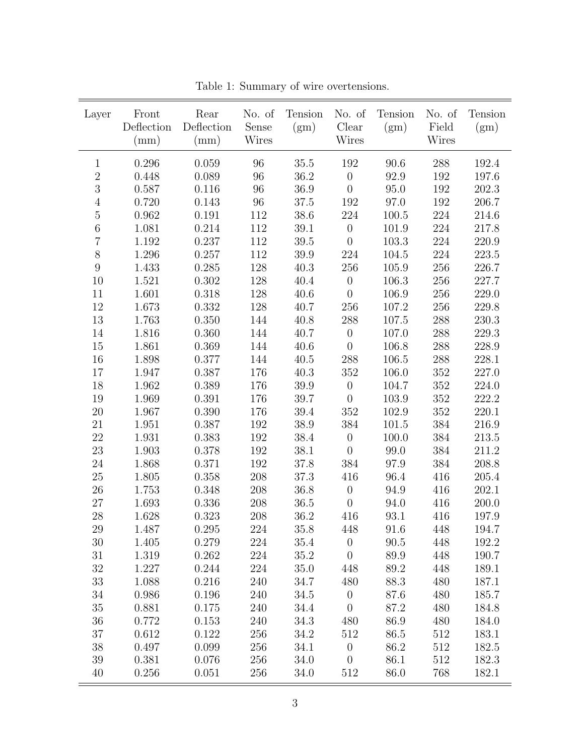Table 1: Summary of wire overtensions.

| Layer | Front Deflection (mm) | Rear Deflection (mm) | No. of Sense Wires | Tension (gm) | No. of Clear Wires | Tension (gm) | No. of Field Wires | Tension (gm) |
|---|---|---|---|---|---|---|---|---|
| 1 | 0.296 | 0.059 | 96 | 35.5 | 192 | 90.6 | 288 | 192.4 |
| 2 | 0.448 | 0.089 | 96 | 36.2 | 0 | 92.9 | 192 | 197.6 |
| 3 | 0.587 | 0.116 | 96 | 36.9 | 0 | 95.0 | 192 | 202.3 |
| 4 | 0.720 | 0.143 | 96 | 37.5 | 192 | 97.0 | 192 | 206.7 |
| 5 | 0.962 | 0.191 | 112 | 38.6 | 224 | 100.5 | 224 | 214.6 |
| 6 | 1.081 | 0.214 | 112 | 39.1 | 0 | 101.9 | 224 | 217.8 |
| 7 | 1.192 | 0.237 | 112 | 39.5 | 0 | 103.3 | 224 | 220.9 |
| 8 | 1.296 | 0.257 | 112 | 39.9 | 224 | 104.5 | 224 | 223.5 |
| 9 | 1.433 | 0.285 | 128 | 40.3 | 256 | 105.9 | 256 | 226.7 |
| 10 | 1.521 | 0.302 | 128 | 40.4 | 0 | 106.3 | 256 | 227.7 |
| 11 | 1.601 | 0.318 | 128 | 40.6 | 0 | 106.9 | 256 | 229.0 |
| 12 | 1.673 | 0.332 | 128 | 40.7 | 256 | 107.2 | 256 | 229.8 |
| 13 | 1.763 | 0.350 | 144 | 40.8 | 288 | 107.5 | 288 | 230.3 |
| 14 | 1.816 | 0.360 | 144 | 40.7 | 0 | 107.0 | 288 | 229.3 |
| 15 | 1.861 | 0.369 | 144 | 40.6 | 0 | 106.8 | 288 | 228.9 |
| 16 | 1.898 | 0.377 | 144 | 40.5 | 288 | 106.5 | 288 | 228.1 |
| 17 | 1.947 | 0.387 | 176 | 40.3 | 352 | 106.0 | 352 | 227.0 |
| 18 | 1.962 | 0.389 | 176 | 39.9 | 0 | 104.7 | 352 | 224.0 |
| 19 | 1.969 | 0.391 | 176 | 39.7 | 0 | 103.9 | 352 | 222.2 |
| 20 | 1.967 | 0.390 | 176 | 39.4 | 352 | 102.9 | 352 | 220.1 |
| 21 | 1.951 | 0.387 | 192 | 38.9 | 384 | 101.5 | 384 | 216.9 |
| 22 | 1.931 | 0.383 | 192 | 38.4 | 0 | 100.0 | 384 | 213.5 |
| 23 | 1.903 | 0.378 | 192 | 38.1 | 0 | 99.0 | 384 | 211.2 |
| 24 | 1.868 | 0.371 | 192 | 37.8 | 384 | 97.9 | 384 | 208.8 |
| 25 | 1.805 | 0.358 | 208 | 37.3 | 416 | 96.4 | 416 | 205.4 |
| 26 | 1.753 | 0.348 | 208 | 36.8 | 0 | 94.9 | 416 | 202.1 |
| 27 | 1.693 | 0.336 | 208 | 36.5 | 0 | 94.0 | 416 | 200.0 |
| 28 | 1.628 | 0.323 | 208 | 36.2 | 416 | 93.1 | 416 | 197.9 |
| 29 | 1.487 | 0.295 | 224 | 35.8 | 448 | 91.6 | 448 | 194.7 |
| 30 | 1.405 | 0.279 | 224 | 35.4 | 0 | 90.5 | 448 | 192.2 |
| 31 | 1.319 | 0.262 | 224 | 35.2 | 0 | 89.9 | 448 | 190.7 |
| 32 | 1.227 | 0.244 | 224 | 35.0 | 448 | 89.2 | 448 | 189.1 |
| 33 | 1.088 | 0.216 | 240 | 34.7 | 480 | 88.3 | 480 | 187.1 |
| 34 | 0.986 | 0.196 | 240 | 34.5 | 0 | 87.6 | 480 | 185.7 |
| 35 | 0.881 | 0.175 | 240 | 34.4 | 0 | 87.2 | 480 | 184.8 |
| 36 | 0.772 | 0.153 | 240 | 34.3 | 480 | 86.9 | 480 | 184.0 |
| 37 | 0.612 | 0.122 | 256 | 34.2 | 512 | 86.5 | 512 | 183.1 |
| 38 | 0.497 | 0.099 | 256 | 34.1 | 0 | 86.2 | 512 | 182.5 |
| 39 | 0.381 | 0.076 | 256 | 34.0 | 0 | 86.1 | 512 | 182.3 |
| 40 | 0.256 | 0.051 | 256 | 34.0 | 512 | 86.0 | 768 | 182.1 |